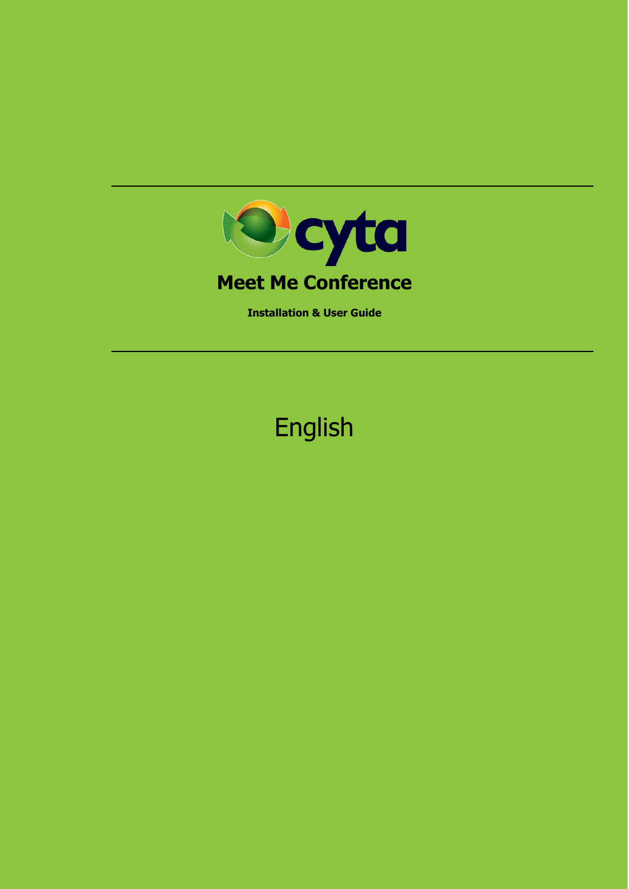cyta

# Meet Me Conference

**Installation & User Guide**

English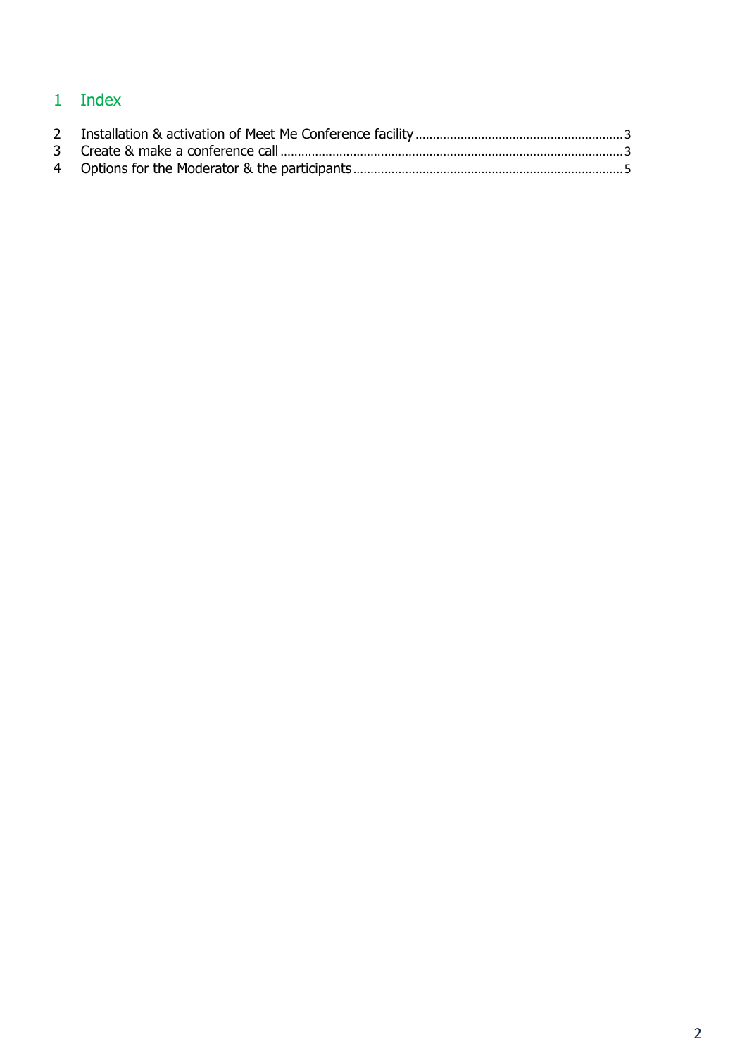# 1 Index

2 Installation & activation of Meet Me Conference facility ........................................................ 3
3 Create & make a conference call ........................................................................................ 3
4 Options for the Moderator & the participants ....................................................................... 5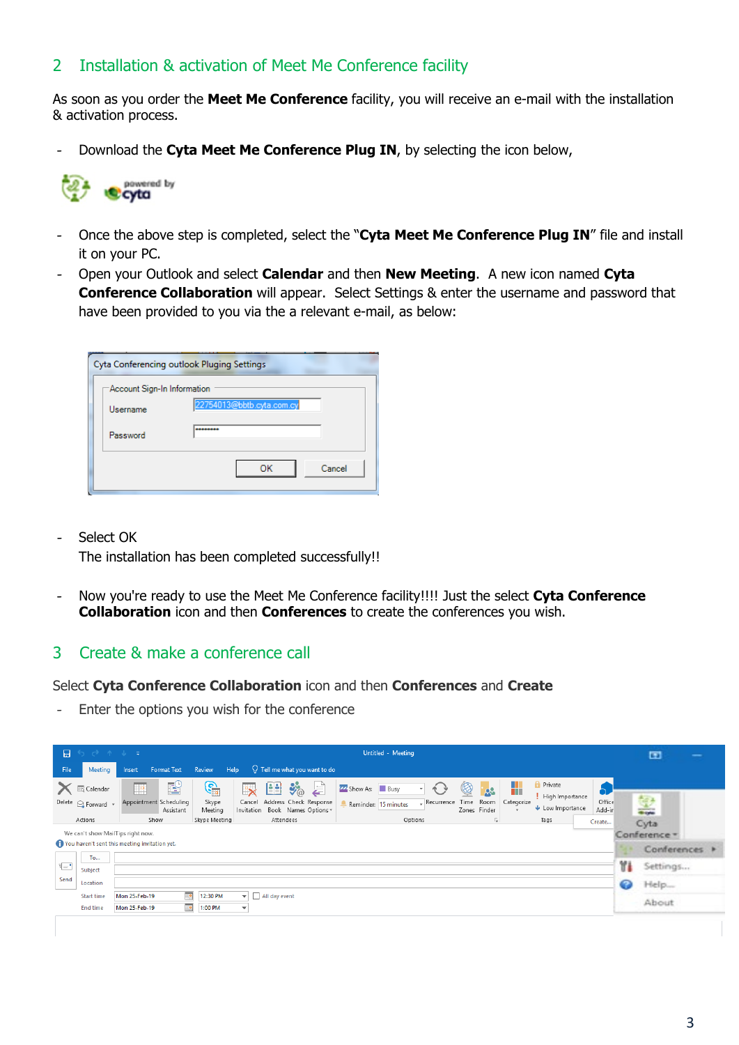## 2 Installation & activation of Meet Me Conference facility

As soon as you order the **Meet Me Conference** facility, you will receive an e-mail with the installation & activation process.

- Download the **Cyta Meet Me Conference Plug IN**, by selecting the icon below,

- Once the above step is completed, select the "**Cyta Meet Me Conference Plug IN**" file and install it on your PC.
- Open your Outlook and select **Calendar** and then **New Meeting**. A new icon named **Cyta Conference Collaboration** will appear. Select Settings & enter the username and password that have been provided to you via the a relevant e-mail, as below:

- Select OK

  The installation has been completed successfully!!

- Now you're ready to use the Meet Me Conference facility!!!! Just the select **Cyta Conference Collaboration** icon and then **Conferences** to create the conferences you wish.

## 3 Create & make a conference call

Select **Cyta Conference Collaboration** icon and then **Conferences** and **Create**

- Enter the options you wish for the conference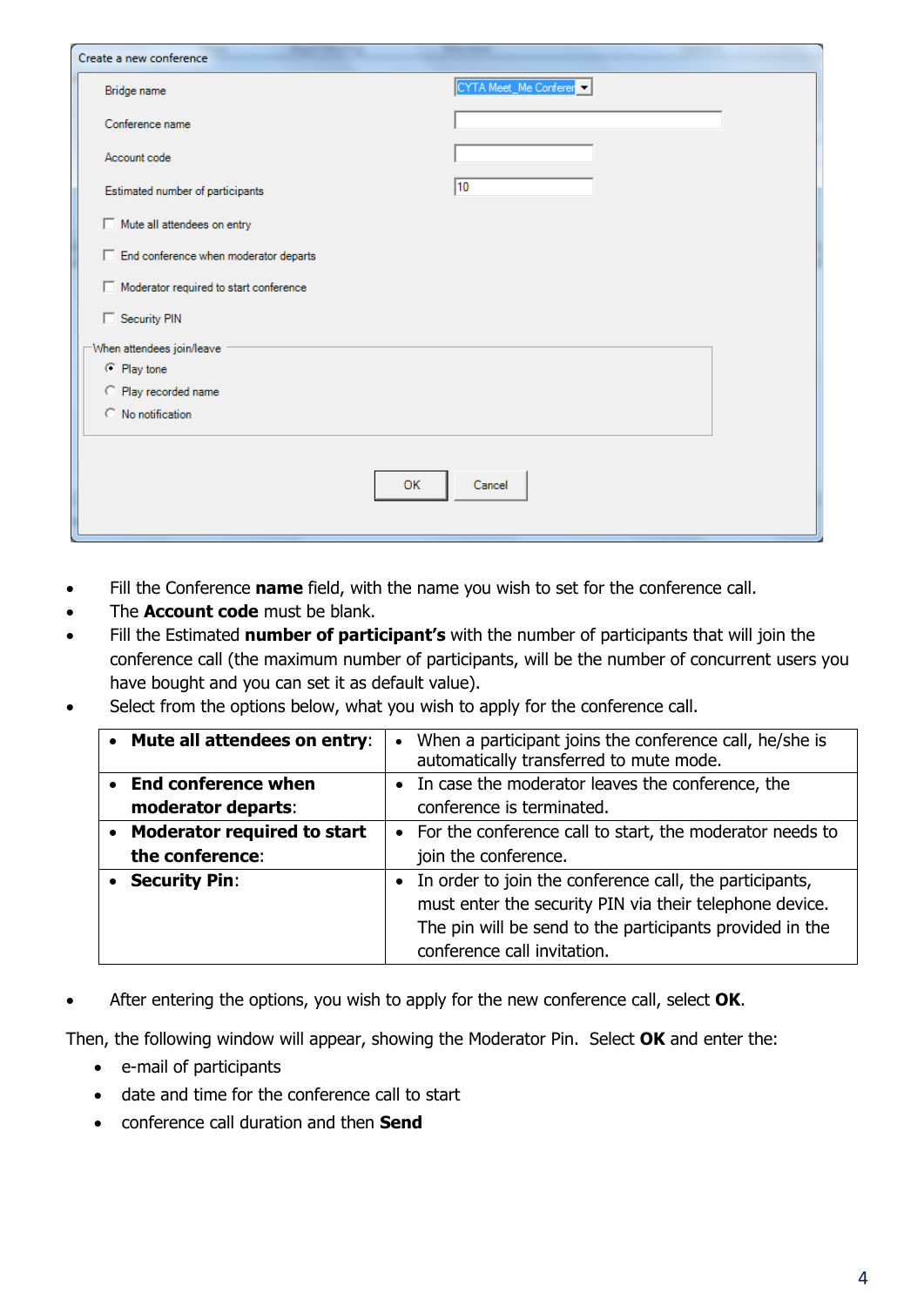- Fill the Conference **name** field, with the name you wish to set for the conference call.
- The **Account code** must be blank.
- Fill the Estimated **number of participant's** with the number of participants that will join the conference call (the maximum number of participants, will be the number of concurrent users you have bought and you can set it as default value).
- Select from the options below, what you wish to apply for the conference call.

| | |
|---|---|
| • **Mute all attendees on entry**: | • When a participant joins the conference call, he/she is automatically transferred to mute mode. |
| • **End conference when moderator departs**: | • In case the moderator leaves the conference, the conference is terminated. |
| • **Moderator required to start the conference**: | • For the conference call to start, the moderator needs to join the conference. |
| • **Security Pin**: | • In order to join the conference call, the participants, must enter the security PIN via their telephone device. The pin will be send to the participants provided in the conference call invitation. |

- After entering the options, you wish to apply for the new conference call, select **OK**.

Then, the following window will appear, showing the Moderator Pin. Select **OK** and enter the:

- e-mail of participants
- date and time for the conference call to start
- conference call duration and then **Send**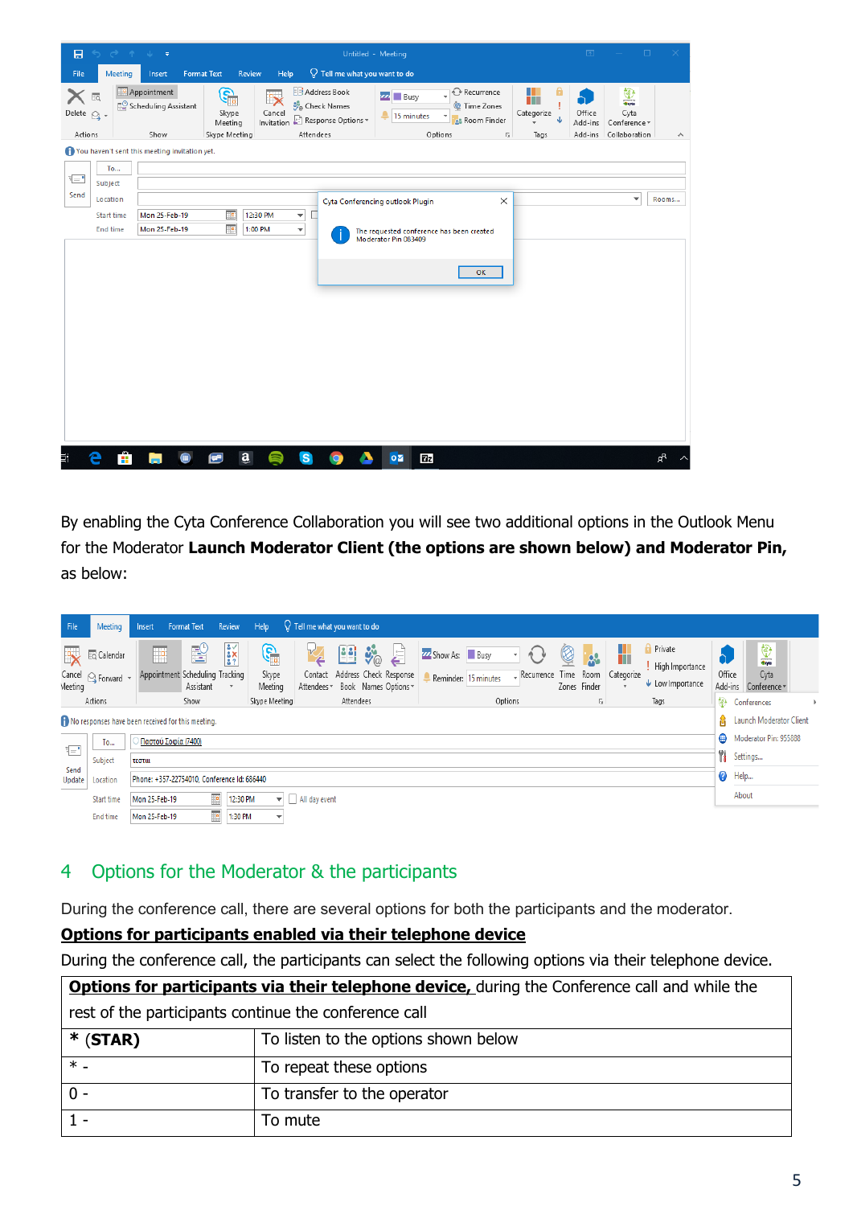By enabling the Cyta Conference Collaboration you will see two additional options in the Outlook Menu for the Moderator **Launch Moderator Client (the options are shown below) and Moderator Pin,** as below:

## 4 Options for the Moderator & the participants

During the conference call, there are several options for both the participants and the moderator.

**Options for participants enabled via their telephone device**

During the conference call, the participants can select the following options via their telephone device.

| **Options for participants via their telephone device,** during the Conference call and while the rest of the participants continue the conference call | |
|---|---|
| * **(STAR)** | To listen to the options shown below |
| * - | To repeat these options |
| 0 - | To transfer to the operator |
| 1 - | To mute |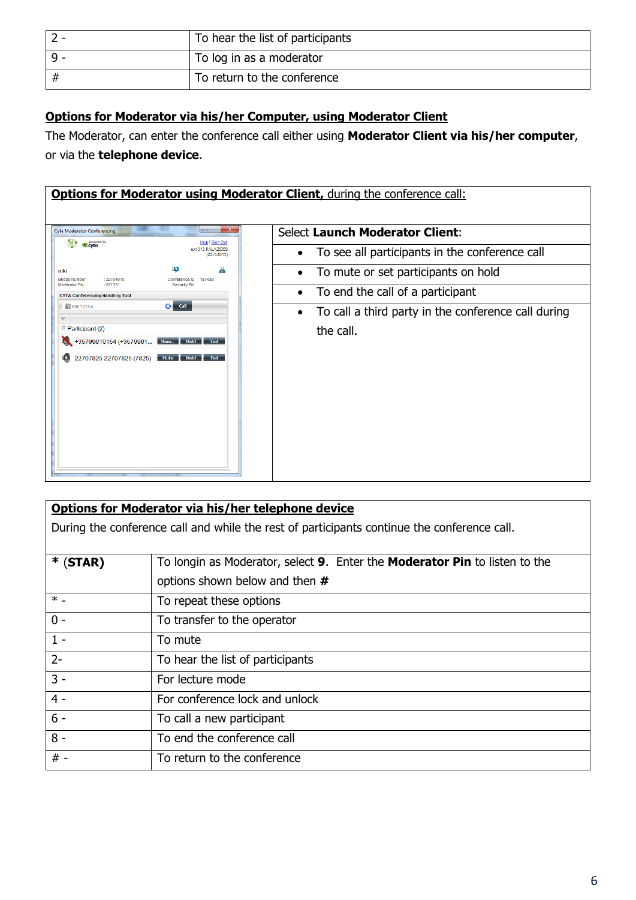| | |
|---|---|
| 2 - | To hear the list of participants |
| 9 - | To log in as a moderator |
| # | To return to the conference |

**Options for Moderator via his/her Computer, using Moderator Client**

The Moderator, can enter the conference call either using **Moderator Client via his/her computer**, or via the **telephone device**.

**Options for Moderator using Moderator Client,** during the conference call:

Select **Launch Moderator Client**:

- To see all participants in the conference call
- To mute or set participants on hold
- To end the call of a participant
- To call a third party in the conference call during the call.

**Options for Moderator via his/her telephone device**

During the conference call and while the rest of participants continue the conference call.

| | |
|---|---|
| * (**STAR**) | To longin as Moderator, select **9**. Enter the **Moderator Pin** to listen to the options shown below and then **#** |
| * - | To repeat these options |
| 0 - | To transfer to the operator |
| 1 - | To mute |
| 2- | To hear the list of participants |
| 3 - | For lecture mode |
| 4 - | For conference lock and unlock |
| 6 - | To call a new participant |
| 8 - | To end the conference call |
| # - | To return to the conference |